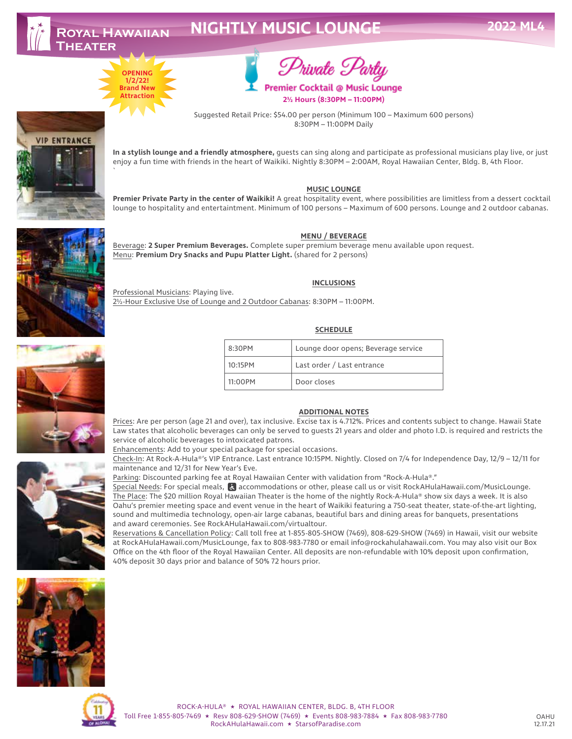# Royal Hawaiian Theater

# NIGHTLY MUSIC LOUNGE

**2022 ML4**

**OPENING 1/2/22! Brand New Attraction**

## Private Party

**Premier Cocktail @ Music Lounge**

**2½ Hours (8:30PM – 11:00PM)**

Suggested Retail Price: $54.00 per person (Minimum 100 – Maximum 600 persons)
8:30PM – 11:00PM Daily

**In a stylish lounge and a friendly atmosphere,** guests can sing along and participate as professional musicians play live, or just enjoy a fun time with friends in the heart of Waikiki. Nightly 8:30PM – 2:00AM, Royal Hawaiian Center, Bldg. B, 4th Floor.

### MUSIC LOUNGE

**Premier Private Party in the center of Waikiki!** A great hospitality event, where possibilities are limitless from a dessert cocktail lounge to hospitality and entertaintment. Minimum of 100 persons – Maximum of 600 persons. Lounge and 2 outdoor cabanas.

### MENU / BEVERAGE

Beverage: **2 Super Premium Beverages.** Complete super premium beverage menu available upon request.
Menu: **Premium Dry Snacks and Pupu Platter Light.** (shared for 2 persons)

### INCLUSIONS

Professional Musicians: Playing live.
2½-Hour Exclusive Use of Lounge and 2 Outdoor Cabanas: 8:30PM – 11:00PM.

### SCHEDULE

| | |
|---|---|
| 8:30PM | Lounge door opens; Beverage service |
| 10:15PM | Last order / Last entrance |
| 11:00PM | Door closes |

### ADDITIONAL NOTES

Prices: Are per person (age 21 and over), tax inclusive. Excise tax is 4.712%. Prices and contents subject to change. Hawaii State Law states that alcoholic beverages can only be served to guests 21 years and older and photo I.D. is required and restricts the service of alcoholic beverages to intoxicated patrons.
Enhancements: Add to your special package for special occasions.
Check-In: At Rock-A-Hula®'s VIP Entrance. Last entrance 10:15PM. Nightly. Closed on 7/4 for Independence Day, 12/9 – 12/11 for maintenance and 12/31 for New Year's Eve.
Parking: Discounted parking fee at Royal Hawaiian Center with validation from "Rock-A-Hula®."
Special Needs: For special meals, ♿ accommodations or other, please call us or visit RockAHulaHawaii.com/MusicLounge.
The Place: The $20 million Royal Hawaiian Theater is the home of the nightly Rock-A-Hula® show six days a week. It is also Oahu's premier meeting space and event venue in the heart of Waikiki featuring a 750-seat theater, state-of-the-art lighting, sound and multimedia technology, open-air large cabanas, beautiful bars and dining areas for banquets, presentations and award ceremonies. See RockAHulaHawaii.com/virtualtour.
Reservations & Cancellation Policy: Call toll free at 1-855-805-SHOW (7469), 808-629-SHOW (7469) in Hawaii, visit our website at RockAHulaHawaii.com/MusicLounge, fax to 808-983-7780 or email info@rockahulahawaii.com. You may also visit our Box Office on the 4th floor of the Royal Hawaiian Center. All deposits are non-refundable with 10% deposit upon confirmation, 40% deposit 30 days prior and balance of 50% 72 hours prior.

ROCK-A-HULA® ★ ROYAL HAWAIIAN CENTER, BLDG. B, 4TH FLOOR
Toll Free 1-855-805-7469 ★ Resv 808-629-SHOW (7469) ★ Events 808-983-7884 ★ Fax 808-983-7780
RockAHulaHawaii.com ★ StarsofParadise.com

OAHU 12.17.21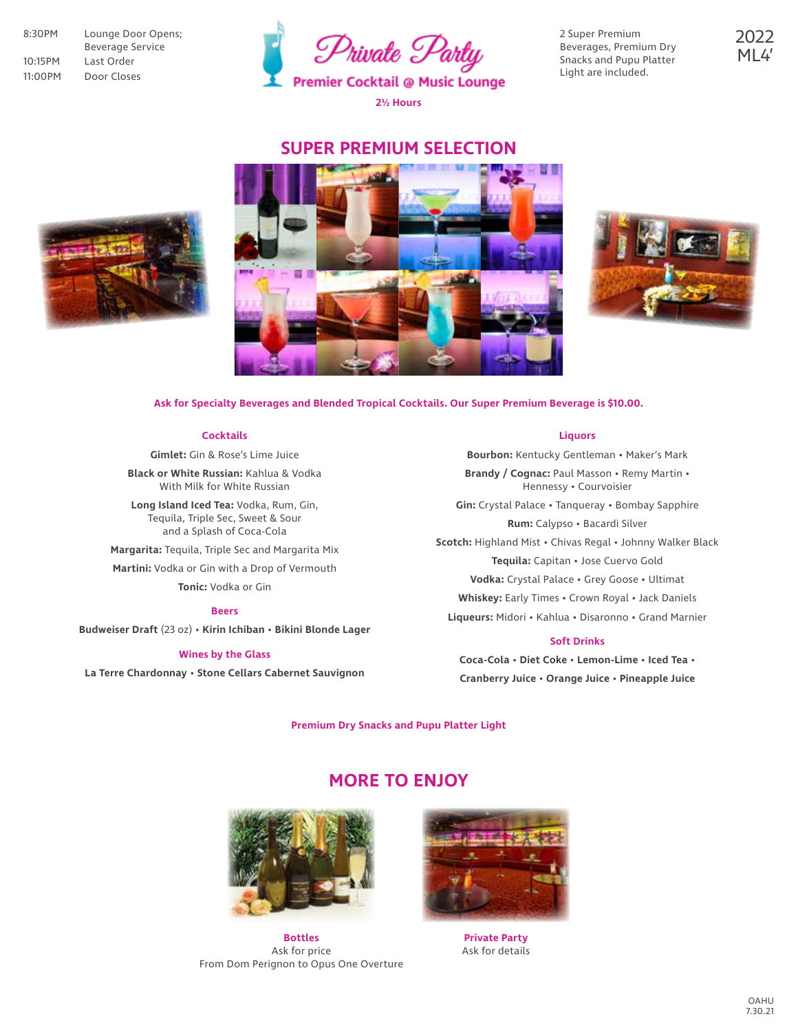| | |
|---|---|
| 8:30PM | Lounge Door Opens; Beverage Service |
| 10:15PM | Last Order |
| 11:00PM | Door Closes |

# Private Party

## Premier Cocktail @ Music Lounge

2½ Hours

2 Super Premium Beverages, Premium Dry Snacks and Pupu Platter Light are included.

2022 ML4'

## SUPER PREMIUM SELECTION

**Ask for Specialty Beverages and Blended Tropical Cocktails. Our Super Premium Beverage is $10.00.**

### Cocktails

**Gimlet:** Gin & Rose's Lime Juice

**Black or White Russian:** Kahlua & Vodka With Milk for White Russian

**Long Island Iced Tea:** Vodka, Rum, Gin, Tequila, Triple Sec, Sweet & Sour and a Splash of Coca-Cola

**Margarita:** Tequila, Triple Sec and Margarita Mix

**Martini:** Vodka or Gin with a Drop of Vermouth

**Tonic:** Vodka or Gin

### Beers

**Budweiser Draft** (23 oz) • **Kirin Ichiban** • **Bikini Blonde Lager**

### Wines by the Glass

**La Terre Chardonnay** • **Stone Cellars Cabernet Sauvignon**

### Liquors

**Bourbon:** Kentucky Gentleman • Maker's Mark

**Brandy / Cognac:** Paul Masson • Remy Martin • Hennessy • Courvoisier

**Gin:** Crystal Palace • Tanqueray • Bombay Sapphire

**Rum:** Calypso • Bacardi Silver

**Scotch:** Highland Mist • Chivas Regal • Johnny Walker Black

**Tequila:** Capitan • Jose Cuervo Gold

**Vodka:** Crystal Palace • Grey Goose • Ultimat

**Whiskey:** Early Times • Crown Royal • Jack Daniels

**Liqueurs:** Midori • Kahlua • Disaronno • Grand Marnier

### Soft Drinks

**Coca-Cola** • **Diet Coke** • **Lemon-Lime** • **Iced Tea** • **Cranberry Juice** • **Orange Juice** • **Pineapple Juice**

**Premium Dry Snacks and Pupu Platter Light**

## MORE TO ENJOY

**Bottles**
Ask for price
From Dom Perignon to Opus One Overture

**Private Party**
Ask for details

OAHU
7.30.21